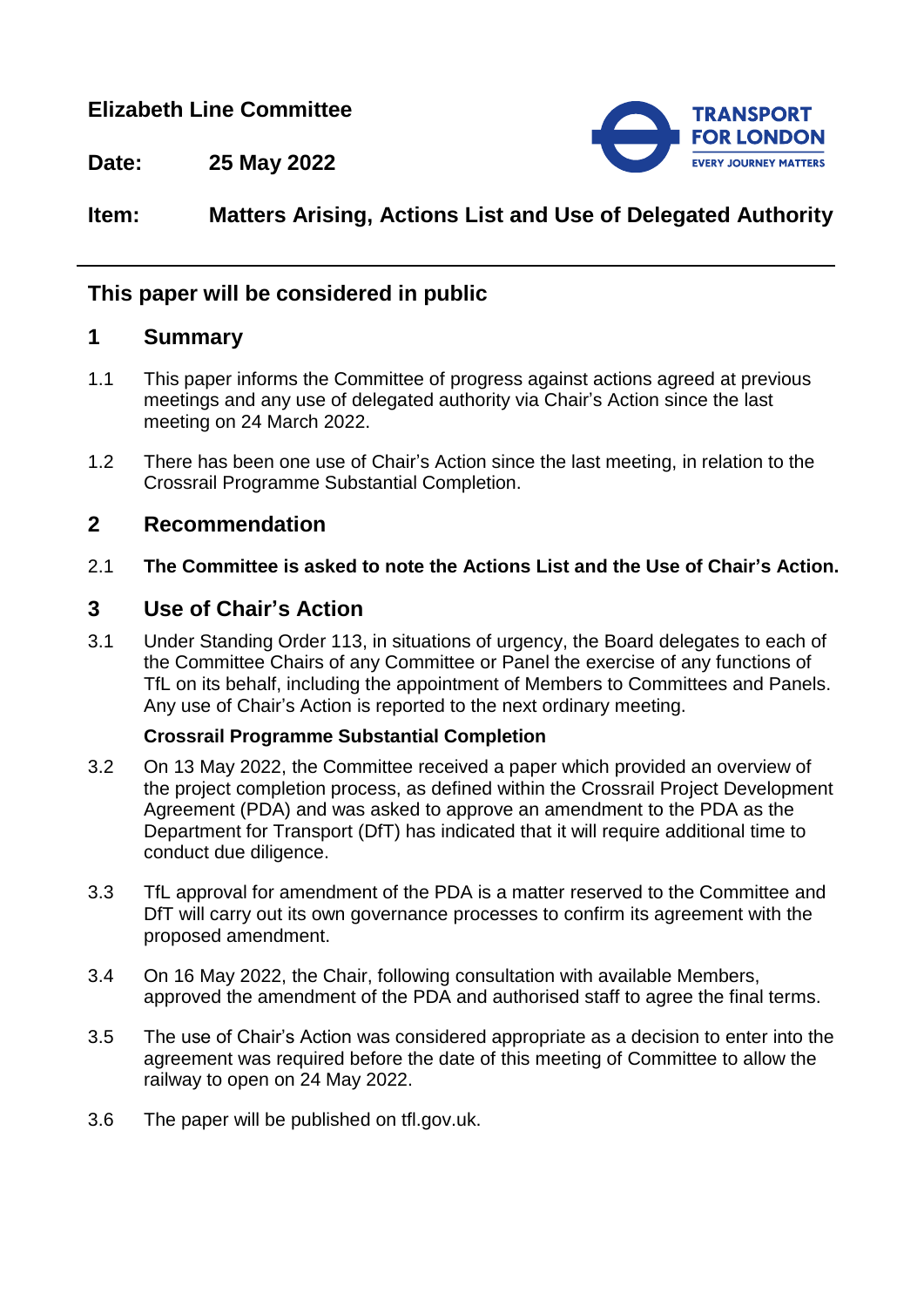**Elizabeth Line Committee**

**Date:** **25 May 2022**

**Item:** **Matters Arising, Actions List and Use of Delegated Authority**

---

## This paper will be considered in public

## 1 Summary

1.1 This paper informs the Committee of progress against actions agreed at previous meetings and any use of delegated authority via Chair's Action since the last meeting on 24 March 2022.

1.2 There has been one use of Chair's Action since the last meeting, in relation to the Crossrail Programme Substantial Completion.

## 2 Recommendation

2.1 **The Committee is asked to note the Actions List and the Use of Chair's Action.**

## 3 Use of Chair's Action

3.1 Under Standing Order 113, in situations of urgency, the Board delegates to each of the Committee Chairs of any Committee or Panel the exercise of any functions of TfL on its behalf, including the appointment of Members to Committees and Panels. Any use of Chair's Action is reported to the next ordinary meeting.

### Crossrail Programme Substantial Completion

3.2 On 13 May 2022, the Committee received a paper which provided an overview of the project completion process, as defined within the Crossrail Project Development Agreement (PDA) and was asked to approve an amendment to the PDA as the Department for Transport (DfT) has indicated that it will require additional time to conduct due diligence.

3.3 TfL approval for amendment of the PDA is a matter reserved to the Committee and DfT will carry out its own governance processes to confirm its agreement with the proposed amendment.

3.4 On 16 May 2022, the Chair, following consultation with available Members, approved the amendment of the PDA and authorised staff to agree the final terms.

3.5 The use of Chair's Action was considered appropriate as a decision to enter into the agreement was required before the date of this meeting of Committee to allow the railway to open on 24 May 2022.

3.6 The paper will be published on tfl.gov.uk.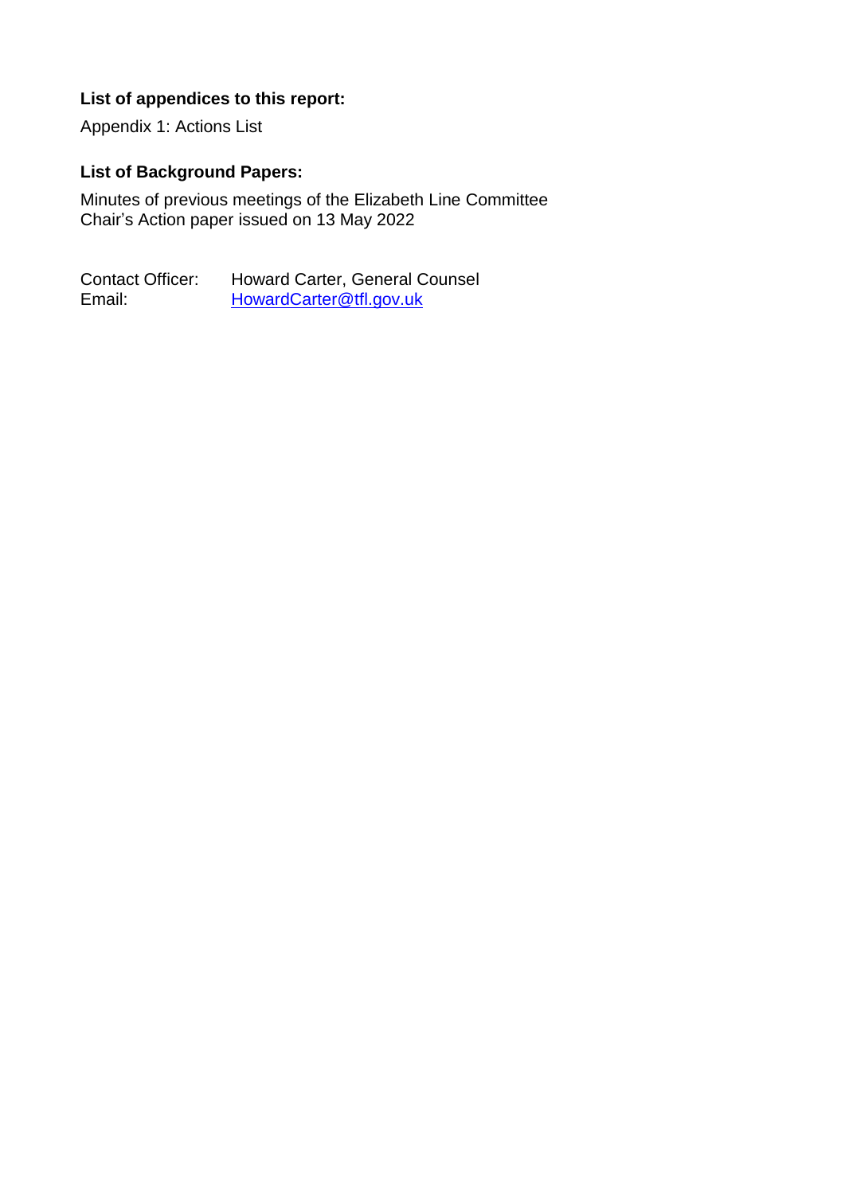**List of appendices to this report:**

Appendix 1: Actions List

**List of Background Papers:**

Minutes of previous meetings of the Elizabeth Line Committee
Chair's Action paper issued on 13 May 2022

Contact Officer: Howard Carter, General Counsel
Email: HowardCarter@tfl.gov.uk